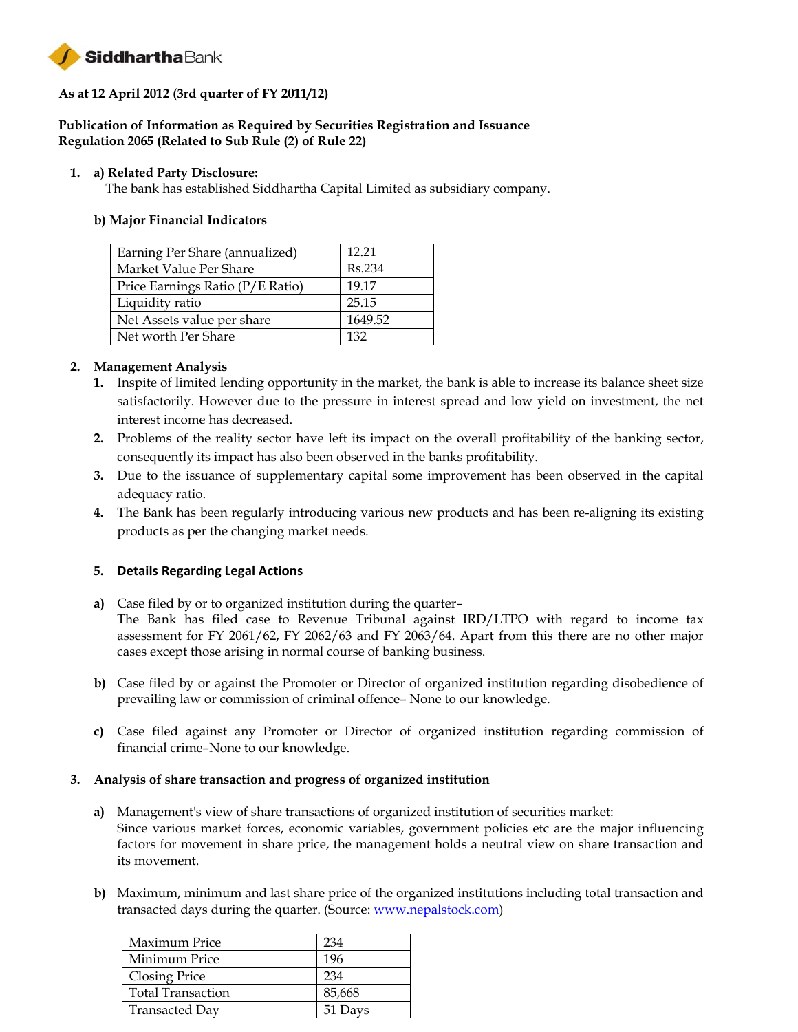**Siddhartha Bank**

**As at 12 April 2012 (3rd quarter of FY 2011/12)**

**Publication of Information as Required by Securities Registration and Issuance Regulation 2065 (Related to Sub Rule (2) of Rule 22)**

1. **a) Related Party Disclosure:**
   The bank has established Siddhartha Capital Limited as subsidiary company.

   **b) Major Financial Indicators**

| Earning Per Share (annualized) | 12.21 |
|---|---|
| Market Value Per Share | Rs.234 |
| Price Earnings Ratio (P/E Ratio) | 19.17 |
| Liquidity ratio | 25.15 |
| Net Assets value per share | 1649.52 |
| Net worth Per Share | 132 |

2. **Management Analysis**
   1. Inspite of limited lending opportunity in the market, the bank is able to increase its balance sheet size satisfactorily. However due to the pressure in interest spread and low yield on investment, the net interest income has decreased.
   2. Problems of the reality sector have left its impact on the overall profitability of the banking sector, consequently its impact has also been observed in the banks profitability.
   3. Due to the issuance of supplementary capital some improvement has been observed in the capital adequacy ratio.
   4. The Bank has been regularly introducing various new products and has been re-aligning its existing products as per the changing market needs.

   **5. Details Regarding Legal Actions**

   **a)** Case filed by or to organized institution during the quarter–
   The Bank has filed case to Revenue Tribunal against IRD/LTPO with regard to income tax assessment for FY 2061/62, FY 2062/63 and FY 2063/64. Apart from this there are no other major cases except those arising in normal course of banking business.

   **b)** Case filed by or against the Promoter or Director of organized institution regarding disobedience of prevailing law or commission of criminal offence– None to our knowledge.

   **c)** Case filed against any Promoter or Director of organized institution regarding commission of financial crime–None to our knowledge.

3. **Analysis of share transaction and progress of organized institution**

   **a)** Management's view of share transactions of organized institution of securities market:
   Since various market forces, economic variables, government policies etc are the major influencing factors for movement in share price, the management holds a neutral view on share transaction and its movement.

   **b)** Maximum, minimum and last share price of the organized institutions including total transaction and transacted days during the quarter. (Source: www.nepalstock.com)

| Maximum Price | 234 |
|---|---|
| Minimum Price | 196 |
| Closing Price | 234 |
| Total Transaction | 85,668 |
| Transacted Day | 51 Days |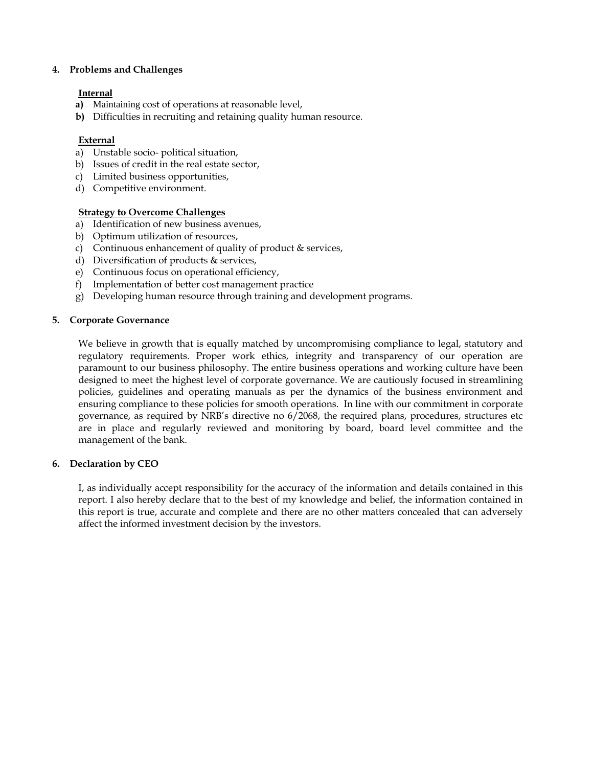## 4. Problems and Challenges

**Internal**

**a)** Maintaining cost of operations at reasonable level,
**b)** Difficulties in recruiting and retaining quality human resource.

**External**

a) Unstable socio- political situation,
b) Issues of credit in the real estate sector,
c) Limited business opportunities,
d) Competitive environment.

**Strategy to Overcome Challenges**

a) Identification of new business avenues,
b) Optimum utilization of resources,
c) Continuous enhancement of quality of product & services,
d) Diversification of products & services,
e) Continuous focus on operational efficiency,
f) Implementation of better cost management practice
g) Developing human resource through training and development programs.

## 5. Corporate Governance

We believe in growth that is equally matched by uncompromising compliance to legal, statutory and regulatory requirements. Proper work ethics, integrity and transparency of our operation are paramount to our business philosophy. The entire business operations and working culture have been designed to meet the highest level of corporate governance. We are cautiously focused in streamlining policies, guidelines and operating manuals as per the dynamics of the business environment and ensuring compliance to these policies for smooth operations. In line with our commitment in corporate governance, as required by NRB's directive no 6/2068, the required plans, procedures, structures etc are in place and regularly reviewed and monitoring by board, board level committee and the management of the bank.

## 6. Declaration by CEO

I, as individually accept responsibility for the accuracy of the information and details contained in this report. I also hereby declare that to the best of my knowledge and belief, the information contained in this report is true, accurate and complete and there are no other matters concealed that can adversely affect the informed investment decision by the investors.